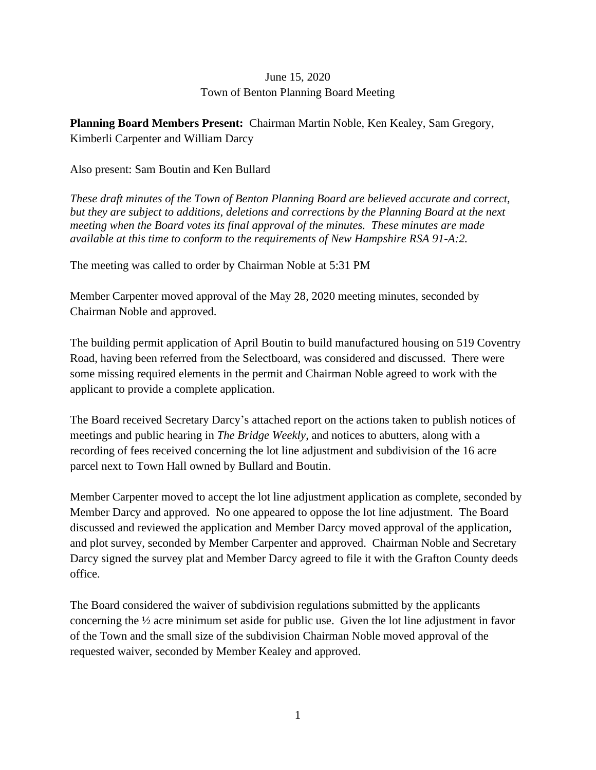June 15, 2020
Town of Benton Planning Board Meeting

**Planning Board Members Present:** Chairman Martin Noble, Ken Kealey, Sam Gregory, Kimberli Carpenter and William Darcy

Also present: Sam Boutin and Ken Bullard

*These draft minutes of the Town of Benton Planning Board are believed accurate and correct, but they are subject to additions, deletions and corrections by the Planning Board at the next meeting when the Board votes its final approval of the minutes. These minutes are made available at this time to conform to the requirements of New Hampshire RSA 91-A:2.*

The meeting was called to order by Chairman Noble at 5:31 PM

Member Carpenter moved approval of the May 28, 2020 meeting minutes, seconded by Chairman Noble and approved.

The building permit application of April Boutin to build manufactured housing on 519 Coventry Road, having been referred from the Selectboard, was considered and discussed. There were some missing required elements in the permit and Chairman Noble agreed to work with the applicant to provide a complete application.

The Board received Secretary Darcy's attached report on the actions taken to publish notices of meetings and public hearing in *The Bridge Weekly*, and notices to abutters, along with a recording of fees received concerning the lot line adjustment and subdivision of the 16 acre parcel next to Town Hall owned by Bullard and Boutin.

Member Carpenter moved to accept the lot line adjustment application as complete, seconded by Member Darcy and approved. No one appeared to oppose the lot line adjustment. The Board discussed and reviewed the application and Member Darcy moved approval of the application, and plot survey, seconded by Member Carpenter and approved. Chairman Noble and Secretary Darcy signed the survey plat and Member Darcy agreed to file it with the Grafton County deeds office.

The Board considered the waiver of subdivision regulations submitted by the applicants concerning the ½ acre minimum set aside for public use. Given the lot line adjustment in favor of the Town and the small size of the subdivision Chairman Noble moved approval of the requested waiver, seconded by Member Kealey and approved.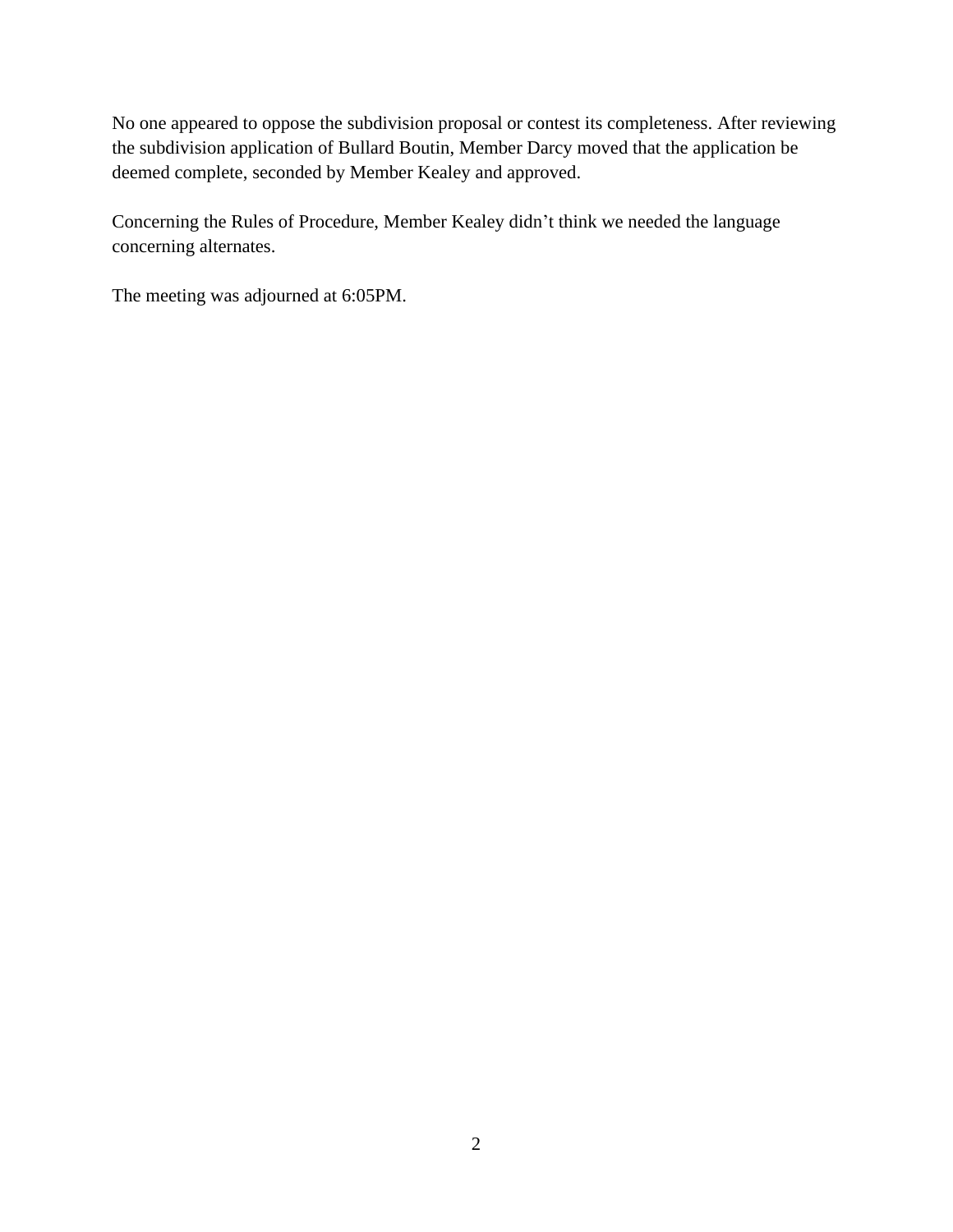No one appeared to oppose the subdivision proposal or contest its completeness. After reviewing the subdivision application of Bullard Boutin, Member Darcy moved that the application be deemed complete, seconded by Member Kealey and approved.

Concerning the Rules of Procedure, Member Kealey didn't think we needed the language concerning alternates.

The meeting was adjourned at 6:05PM.